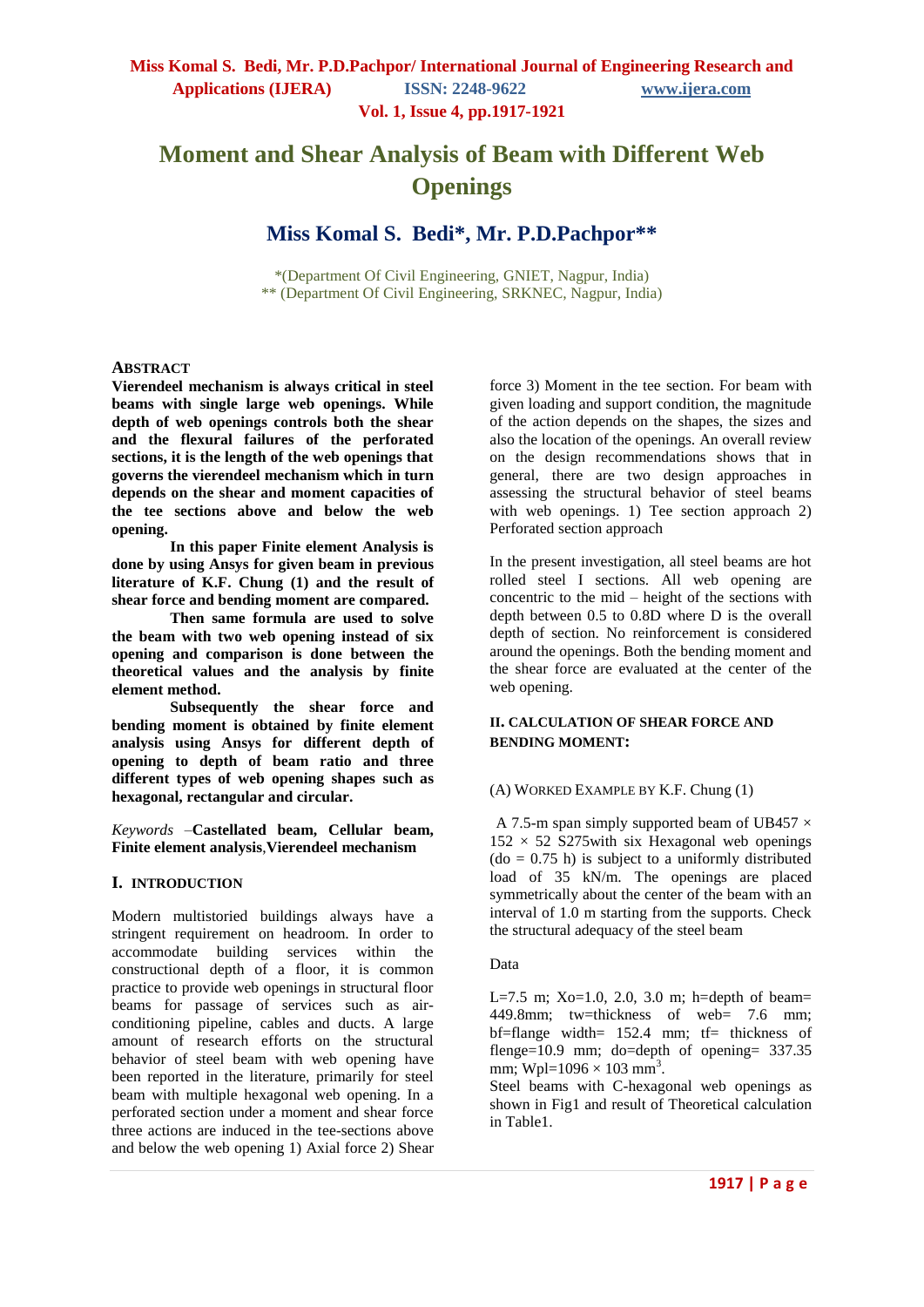# Moment and Shear Analysis of Beam with Different Web Openings

## Miss Komal S. Bedi*, Mr. P.D.Pachpor**

*(Department Of Civil Engineering, GNIET, Nagpur, India)
** (Department Of Civil Engineering, SRKNEC, Nagpur, India)

### ABSTRACT

**Vierendeel mechanism is always critical in steel beams with single large web openings. While depth of web openings controls both the shear and the flexural failures of the perforated sections, it is the length of the web openings that governs the vierendeel mechanism which in turn depends on the shear and moment capacities of the tee sections above and below the web opening.**

**In this paper Finite element Analysis is done by using Ansys for given beam in previous literature of K.F. Chung (1) and the result of shear force and bending moment are compared.**

**Then same formula are used to solve the beam with two web opening instead of six opening and comparison is done between the theoretical values and the analysis by finite element method.**

**Subsequently the shear force and bending moment is obtained by finite element analysis using Ansys for different depth of opening to depth of beam ratio and three different types of web opening shapes such as hexagonal, rectangular and circular.**

*Keywords* –**Castellated beam, Cellular beam, Finite element analysis**,**Vierendeel mechanism**

### I. INTRODUCTION

Modern multistoried buildings always have a stringent requirement on headroom. In order to accommodate building services within the constructional depth of a floor, it is common practice to provide web openings in structural floor beams for passage of services such as air-conditioning pipeline, cables and ducts. A large amount of research efforts on the structural behavior of steel beam with web opening have been reported in the literature, primarily for steel beam with multiple hexagonal web opening. In a perforated section under a moment and shear force three actions are induced in the tee-sections above and below the web opening 1) Axial force 2) Shear force 3) Moment in the tee section. For beam with given loading and support condition, the magnitude of the action depends on the shapes, the sizes and also the location of the openings. An overall review on the design recommendations shows that in general, there are two design approaches in assessing the structural behavior of steel beams with web openings. 1) Tee section approach 2) Perforated section approach

In the present investigation, all steel beams are hot rolled steel I sections. All web opening are concentric to the mid – height of the sections with depth between 0.5 to 0.8D where D is the overall depth of section. No reinforcement is considered around the openings. Both the bending moment and the shear force are evaluated at the center of the web opening.

### II. CALCULATION OF SHEAR FORCE AND BENDING MOMENT:

(A) WORKED EXAMPLE BY K.F. Chung (1)

A 7.5-m span simply supported beam of UB457 × 152 × 52 S275with six Hexagonal web openings ($d_o$ = 0.75 h) is subject to a uniformly distributed load of 35 kN/m. The openings are placed symmetrically about the center of the beam with an interval of 1.0 m starting from the supports. Check the structural adequacy of the steel beam

Data

L=7.5 m; Xo=1.0, 2.0, 3.0 m; h=depth of beam= 449.8mm; tw=thickness of web= 7.6 mm; bf=flange width= 152.4 mm; tf= thickness of flenge=10.9 mm; do=depth of opening= 337.35 mm; Wpl=1096 × 103 $mm^3$.

Steel beams with C-hexagonal web openings as shown in Fig1 and result of Theoretical calculation in Table1.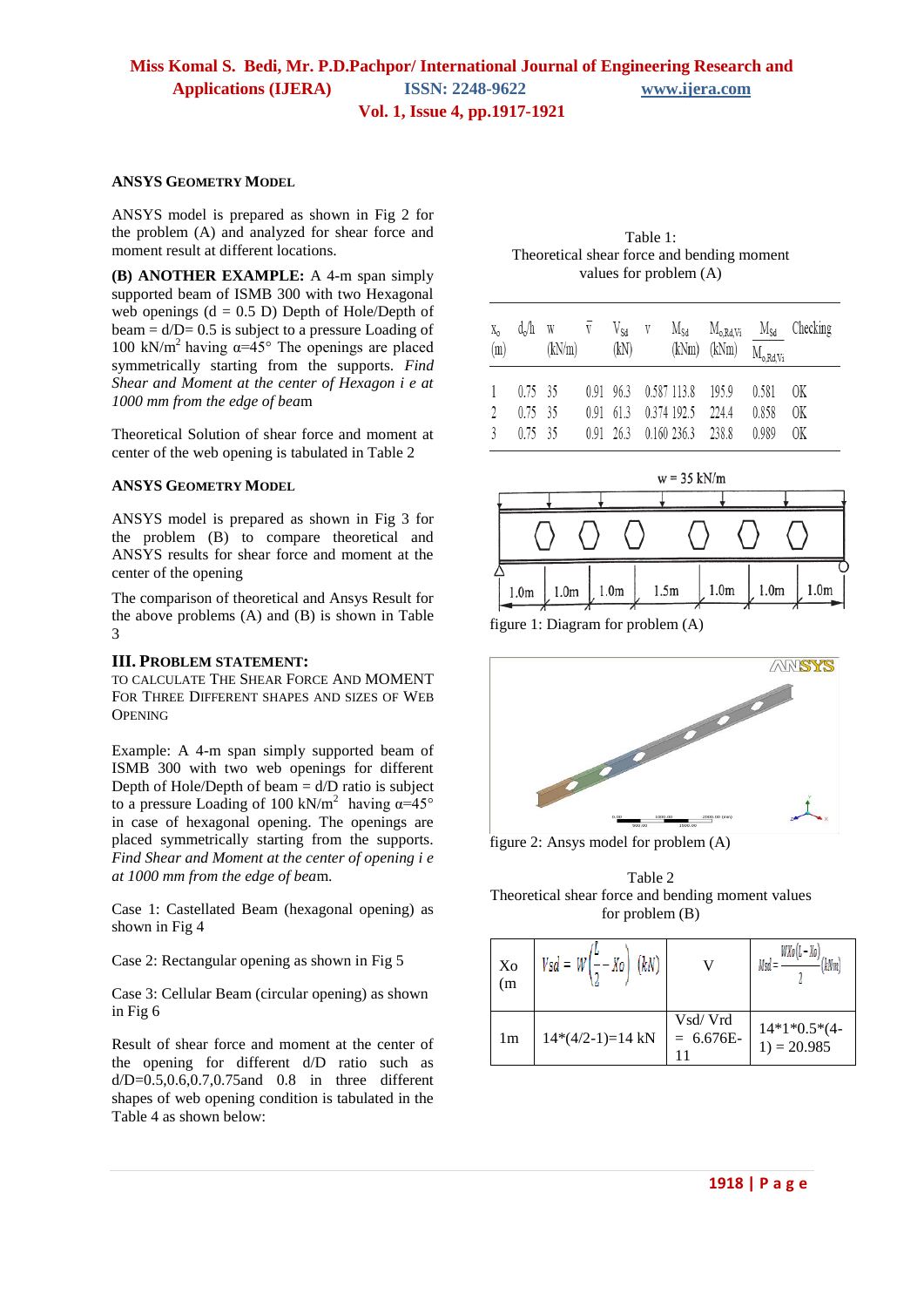### ANSYS GEOMETRY MODEL

ANSYS model is prepared as shown in Fig 2 for the problem (A) and analyzed for shear force and moment result at different locations.

**(B) ANOTHER EXAMPLE:** A 4-m span simply supported beam of ISMB 300 with two Hexagonal web openings (d = 0.5 D) Depth of Hole/Depth of beam = d/D= 0.5 is subject to a pressure Loading of 100 kN/m$^2$ having α=45° The openings are placed symmetrically starting from the supports. *Find Shear and Moment at the center of Hexagon i e at 1000 mm from the edge of bea*m

Theoretical Solution of shear force and moment at center of the web opening is tabulated in Table 2

### ANSYS GEOMETRY MODEL

ANSYS model is prepared as shown in Fig 3 for the problem (B) to compare theoretical and ANSYS results for shear force and moment at the center of the opening

The comparison of theoretical and Ansys Result for the above problems (A) and (B) is shown in Table 3

## III. PROBLEM STATEMENT:

TO CALCULATE THE SHEAR FORCE AND MOMENT FOR THREE DIFFERENT SHAPES AND SIZES OF WEB OPENING

Example: A 4-m span simply supported beam of ISMB 300 with two web openings for different Depth of Hole/Depth of beam = d/D ratio is subject to a pressure Loading of 100 kN/m$^2$ having α=45° in case of hexagonal opening. The openings are placed symmetrically starting from the supports. *Find Shear and Moment at the center of opening i e at 1000 mm from the edge of bea*m.

Case 1: Castellated Beam (hexagonal opening) as shown in Fig 4

Case 2: Rectangular opening as shown in Fig 5

Case 3: Cellular Beam (circular opening) as shown in Fig 6

Result of shear force and moment at the center of the opening for different d/D ratio such as d/D=0.5,0.6,0.7,0.75and 0.8 in three different shapes of web opening condition is tabulated in the Table 4 as shown below:

Table 1:
Theoretical shear force and bending moment values for problem (A)

| $X_o$ (m) | $d_o/h$ | w (kN/m) | $\bar{v}$ | $V_{Sd}$ (kN) | v | $M_{Sd}$ (kNm) | $M_{o,Rd,Vi}$ (kNm) | $\frac{M_{Sd}}{M_{o,Rd,Vi}}$ | Checking |
|---|---|---|---|---|---|---|---|---|---|
| 1 | 0.75 | 35 | 0.91 | 96.3 | 0.587 | 113.8 | 195.9 | 0.581 | OK |
| 2 | 0.75 | 35 | 0.91 | 61.3 | 0.374 | 192.5 | 224.4 | 0.858 | OK |
| 3 | 0.75 | 35 | 0.91 | 26.3 | 0.160 | 236.3 | 238.8 | 0.989 | OK |

figure 1: Diagram for problem (A)

figure 2: Ansys model for problem (A)

Table 2
Theoretical shear force and bending moment values for problem (B)

| Xo (m | $Vsd = W\left(\frac{L}{2} - Xo\right)$ (kN) | V | $Msd = \frac{WXo(L-Xo)}{2}$ (kNm) |
|---|---|---|---|
| 1m | 14*(4/2-1)=14 kN | Vsd/ Vrd = 6.676E-11 | 14*1*0.5*(4-1) = 20.985 |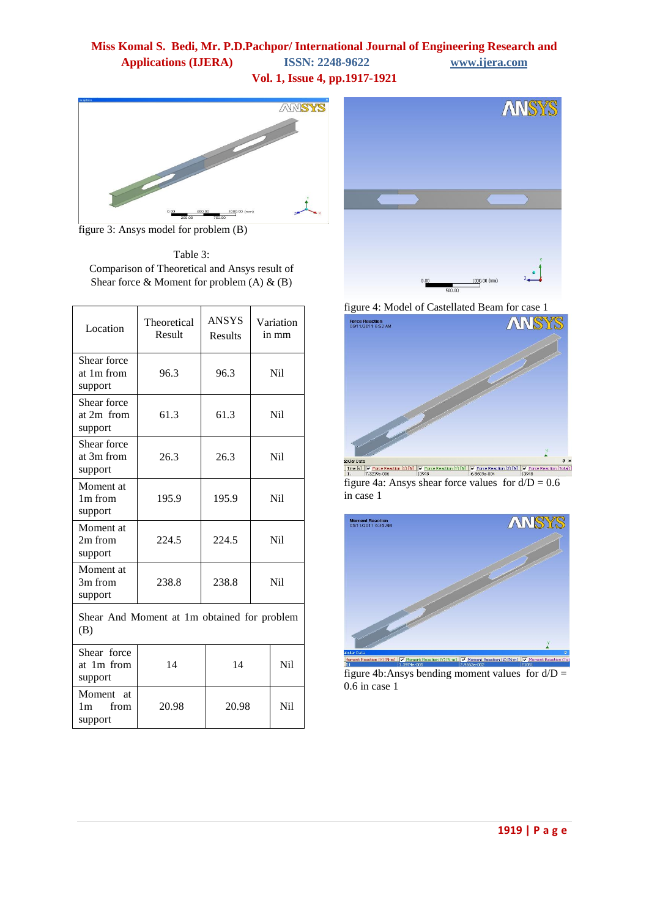figure 3: Ansys model for problem (B)

Table 3:
Comparison of Theoretical and Ansys result of Shear force & Moment for problem (A) & (B)

| Location | Theoretical Result | ANSYS Results | Variation in mm |
|---|---|---|---|
| Shear force at 1m from support | 96.3 | 96.3 | Nil |
| Shear force at 2m from support | 61.3 | 61.3 | Nil |
| Shear force at 3m from support | 26.3 | 26.3 | Nil |
| Moment at 1m from support | 195.9 | 195.9 | Nil |
| Moment at 2m from support | 224.5 | 224.5 | Nil |
| Moment at 3m from support | 238.8 | 238.8 | Nil |
| Shear And Moment at 1m obtained for problem (B) | | | |
| Shear force at 1m from support | 14 | 14 | Nil |
| Moment at 1m from support | 20.98 | 20.98 | Nil |

figure 4: Model of Castellated Beam for case 1

figure 4a: Ansys shear force values for d/D = 0.6 in case 1

figure 4b:Ansys bending moment values for d/D = 0.6 in case 1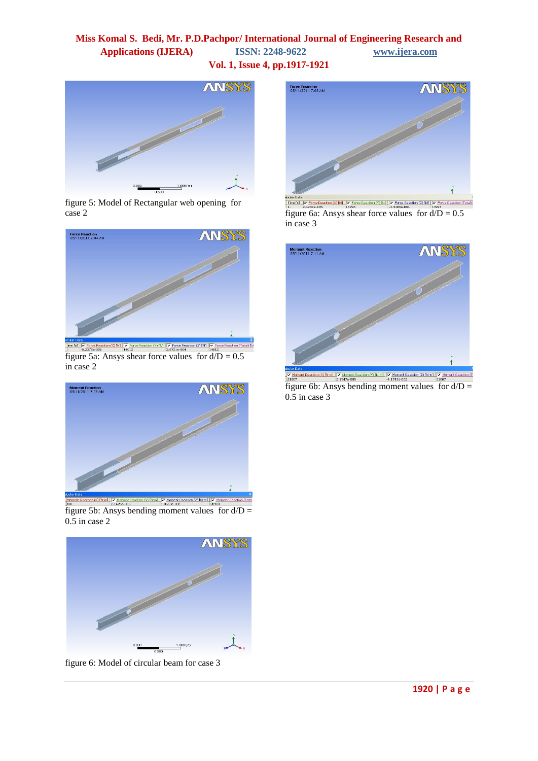figure 5: Model of Rectangular web opening for case 2

figure 5a: Ansys shear force values for d/D = 0.5 in case 2

figure 5b: Ansys bending moment values for d/D = 0.5 in case 2

figure 6: Model of circular beam for case 3

figure 6a: Ansys shear force values for d/D = 0.5 in case 3

figure 6b: Ansys bending moment values for d/D = 0.5 in case 3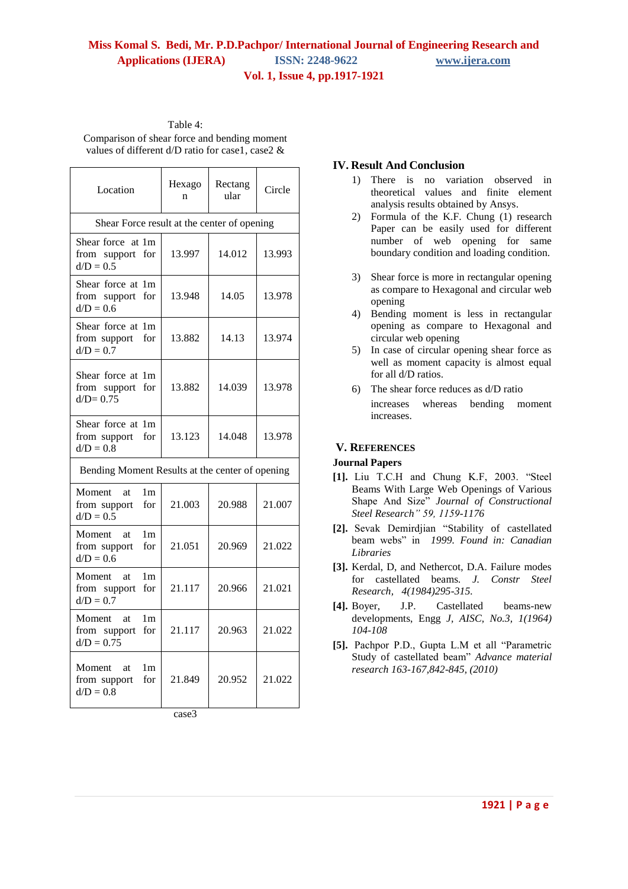Table 4:
Comparison of shear force and bending moment values of different d/D ratio for case1, case2 & case3

| Location | Hexagon | Rectangular | Circle |
|---|---|---|---|
| Shear Force result at the center of opening | | | |
| Shear force at 1m from support for d/D = 0.5 | 13.997 | 14.012 | 13.993 |
| Shear force at 1m from support for d/D = 0.6 | 13.948 | 14.05 | 13.978 |
| Shear force at 1m from support for d/D = 0.7 | 13.882 | 14.13 | 13.974 |
| Shear force at 1m from support for d/D= 0.75 | 13.882 | 14.039 | 13.978 |
| Shear force at 1m from support for d/D = 0.8 | 13.123 | 14.048 | 13.978 |
| Bending Moment Results at the center of opening | | | |
| Moment at 1m from support for d/D = 0.5 | 21.003 | 20.988 | 21.007 |
| Moment at 1m from support for d/D = 0.6 | 21.051 | 20.969 | 21.022 |
| Moment at 1m from support for d/D = 0.7 | 21.117 | 20.966 | 21.021 |
| Moment at 1m from support for d/D = 0.75 | 21.117 | 20.963 | 21.022 |
| Moment at 1m from support for d/D = 0.8 | 21.849 | 20.952 | 21.022 |

## IV. Result And Conclusion

1) There is no variation observed in theoretical values and finite element analysis results obtained by Ansys.
2) Formula of the K.F. Chung (1) research Paper can be easily used for different number of web opening for same boundary condition and loading condition.
3) Shear force is more in rectangular opening as compare to Hexagonal and circular web opening
4) Bending moment is less in rectangular opening as compare to Hexagonal and circular web opening
5) In case of circular opening shear force as well as moment capacity is almost equal for all d/D ratios.
6) The shear force reduces as d/D ratio increases whereas bending moment increases.

## V. References

### Journal Papers

**[1].** Liu T.C.H and Chung K.F, 2003. "Steel Beams With Large Web Openings of Various Shape And Size" *Journal of Constructional Steel Research" 59, 1159-1176*

**[2].** Sevak Demirdjian "Stability of castellated beam webs" in *1999. Found in: Canadian Libraries*

**[3].** Kerdal, D, and Nethercot, D.A. Failure modes for castellated beams. *J. Constr Steel Research, 4(1984)295-315.*

**[4].** Boyer, J.P. Castellated beams-new developments, Engg *J, AISC, No.3, 1(1964) 104-108*

**[5].** Pachpor P.D., Gupta L.M et all "Parametric Study of castellated beam" *Advance material research 163-167,842-845, (2010)*